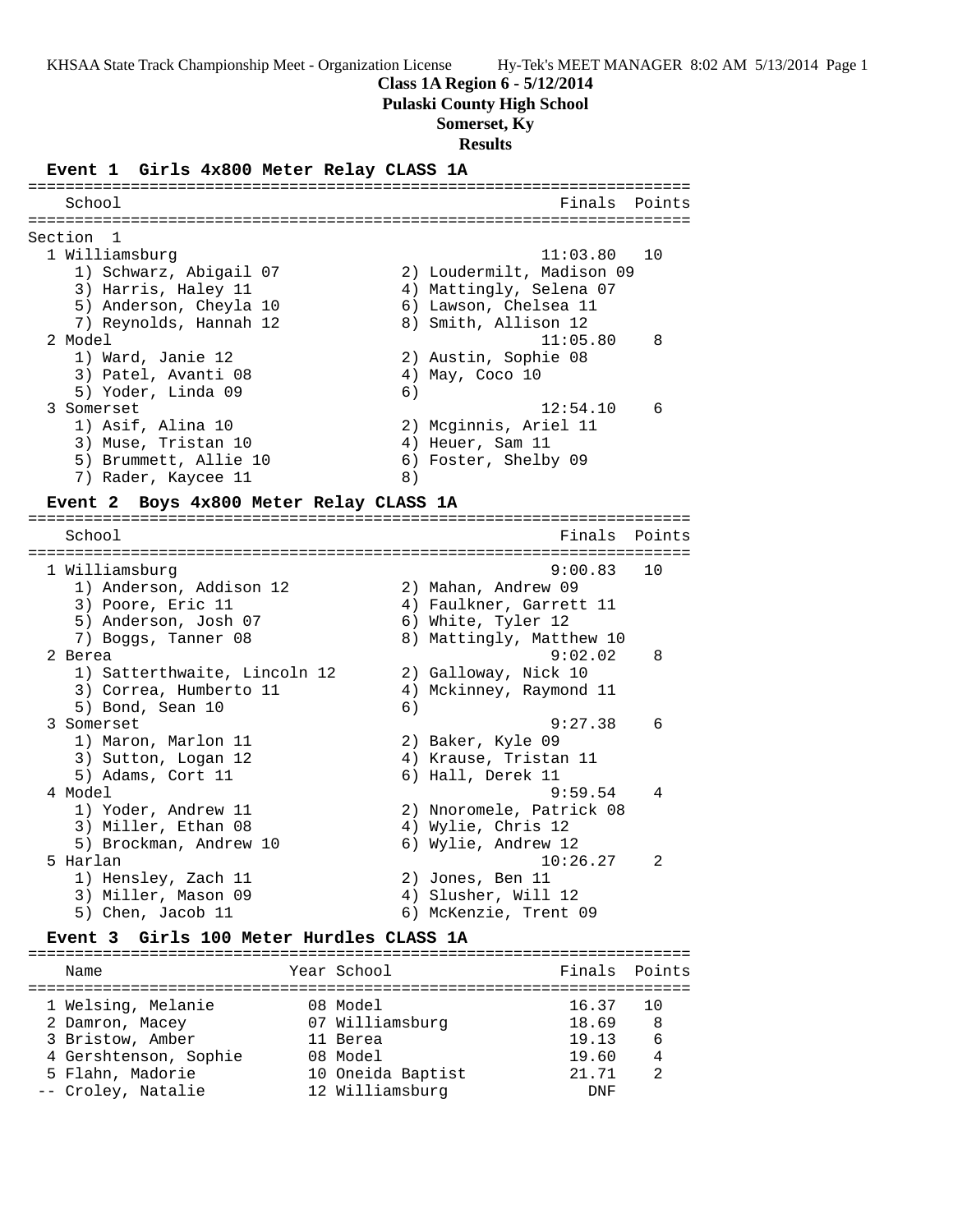**Class 1A Region 6 - 5/12/2014**

**Pulaski County High School**

**Somerset, Ky**

**Results**

### Event 1 Girls 4x800 Meter Relay CLASS 1A

Section 1

| Place | School | Finals | Points |
|---|---|---|---|
| 1 | Williamsburg | 11:03.80 | 10 |
| | 1) Schwarz, Abigail 07; 2) Loudermilt, Madison 09; 3) Harris, Haley 11; 4) Mattingly, Selena 07; 5) Anderson, Cheyla 10; 6) Lawson, Chelsea 11; 7) Reynolds, Hannah 12; 8) Smith, Allison 12 | | |
| 2 | Model | 11:05.80 | 8 |
| | 1) Ward, Janie 12; 2) Austin, Sophie 08; 3) Patel, Avanti 08; 4) May, Coco 10; 5) Yoder, Linda 09; 6) | | |
| 3 | Somerset | 12:54.10 | 6 |
| | 1) Asif, Alina 10; 2) Mcginnis, Ariel 11; 3) Muse, Tristan 10; 4) Heuer, Sam 11; 5) Brummett, Allie 10; 6) Foster, Shelby 09; 7) Rader, Kaycee 11; 8) | | |

### Event 2 Boys 4x800 Meter Relay CLASS 1A

| Place | School | Finals | Points |
|---|---|---|---|
| 1 | Williamsburg | 9:00.83 | 10 |
| | 1) Anderson, Addison 12; 2) Mahan, Andrew 09; 3) Poore, Eric 11; 4) Faulkner, Garrett 11; 5) Anderson, Josh 07; 6) White, Tyler 12; 7) Boggs, Tanner 08; 8) Mattingly, Matthew 10 | | |
| 2 | Berea | 9:02.02 | 8 |
| | 1) Satterthwaite, Lincoln 12; 2) Galloway, Nick 10; 3) Correa, Humberto 11; 4) Mckinney, Raymond 11; 5) Bond, Sean 10; 6) | | |
| 3 | Somerset | 9:27.38 | 6 |
| | 1) Maron, Marlon 11; 2) Baker, Kyle 09; 3) Sutton, Logan 12; 4) Krause, Tristan 11; 5) Adams, Cort 11; 6) Hall, Derek 11 | | |
| 4 | Model | 9:59.54 | 4 |
| | 1) Yoder, Andrew 11; 2) Nnoromele, Patrick 08; 3) Miller, Ethan 08; 4) Wylie, Chris 12; 5) Brockman, Andrew 10; 6) Wylie, Andrew 12 | | |
| 5 | Harlan | 10:26.27 | 2 |
| | 1) Hensley, Zach 11; 2) Jones, Ben 11; 3) Miller, Mason 09; 4) Slusher, Will 12; 5) Chen, Jacob 11; 6) McKenzie, Trent 09 | | |

### Event 3 Girls 100 Meter Hurdles CLASS 1A

| Place | Name | Year | School | Finals | Points |
|---|---|---|---|---|---|
| 1 | Welsing, Melanie | 08 | Model | 16.37 | 10 |
| 2 | Damron, Macey | 07 | Williamsburg | 18.69 | 8 |
| 3 | Bristow, Amber | 11 | Berea | 19.13 | 6 |
| 4 | Gershtenson, Sophie | 08 | Model | 19.60 | 4 |
| 5 | Flahn, Madorie | 10 | Oneida Baptist | 21.71 | 2 |
| -- | Croley, Natalie | 12 | Williamsburg | DNF | |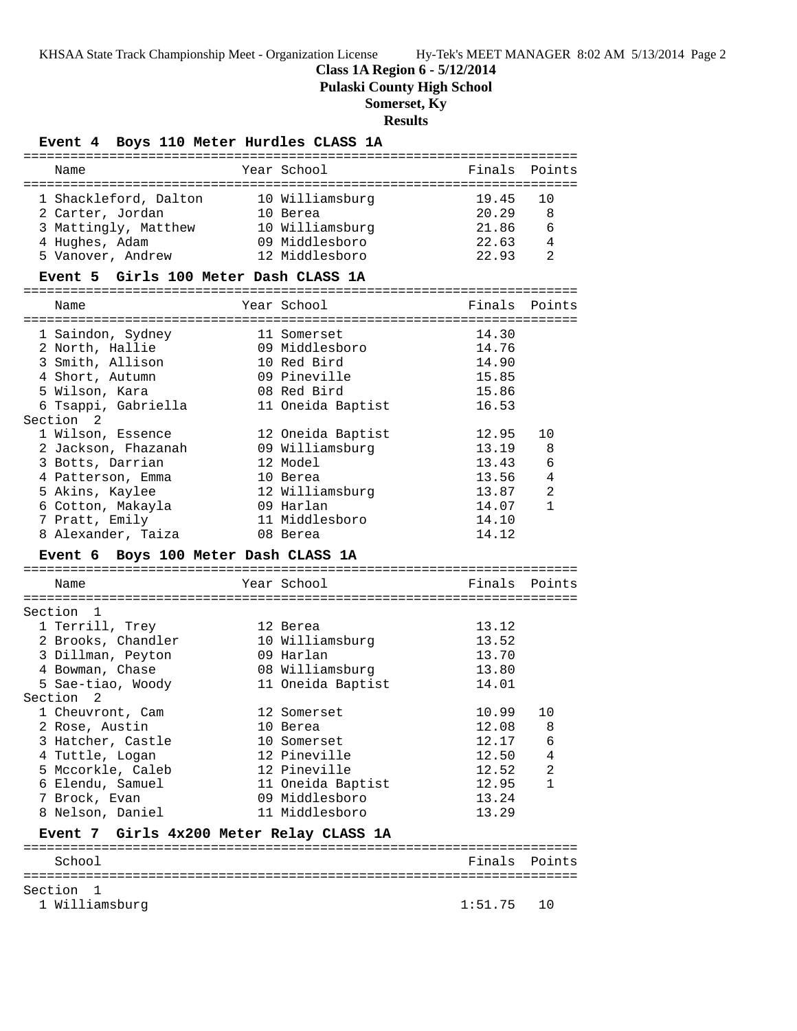# Class 1A Region 6 - 5/12/2014

**Pulaski County High School**

**Somerset, Ky**

**Results**

### Event 4 Boys 110 Meter Hurdles CLASS 1A

| Place | Name | Year | School | Finals | Points |
|---|---|---|---|---|---|
| 1 | Shackleford, Dalton | 10 | Williamsburg | 19.45 | 10 |
| 2 | Carter, Jordan | 10 | Berea | 20.29 | 8 |
| 3 | Mattingly, Matthew | 10 | Williamsburg | 21.86 | 6 |
| 4 | Hughes, Adam | 09 | Middlesboro | 22.63 | 4 |
| 5 | Vanover, Andrew | 12 | Middlesboro | 22.93 | 2 |

### Event 5 Girls 100 Meter Dash CLASS 1A

| Place | Name | Year | School | Finals | Points |
|---|---|---|---|---|---|
| 1 | Saindon, Sydney | 11 | Somerset | 14.30 | |
| 2 | North, Hallie | 09 | Middlesboro | 14.76 | |
| 3 | Smith, Allison | 10 | Red Bird | 14.90 | |
| 4 | Short, Autumn | 09 | Pineville | 15.85 | |
| 5 | Wilson, Kara | 08 | Red Bird | 15.86 | |
| 6 | Tsappi, Gabriella | 11 | Oneida Baptist | 16.53 | |
| **Section 2** | | | | | |
| 1 | Wilson, Essence | 12 | Oneida Baptist | 12.95 | 10 |
| 2 | Jackson, Fhazanah | 09 | Williamsburg | 13.19 | 8 |
| 3 | Botts, Darrian | 12 | Model | 13.43 | 6 |
| 4 | Patterson, Emma | 10 | Berea | 13.56 | 4 |
| 5 | Akins, Kaylee | 12 | Williamsburg | 13.87 | 2 |
| 6 | Cotton, Makayla | 09 | Harlan | 14.07 | 1 |
| 7 | Pratt, Emily | 11 | Middlesboro | 14.10 | |
| 8 | Alexander, Taiza | 08 | Berea | 14.12 | |

### Event 6 Boys 100 Meter Dash CLASS 1A

| Place | Name | Year | School | Finals | Points |
|---|---|---|---|---|---|
| **Section 1** | | | | | |
| 1 | Terrill, Trey | 12 | Berea | 13.12 | |
| 2 | Brooks, Chandler | 10 | Williamsburg | 13.52 | |
| 3 | Dillman, Peyton | 09 | Harlan | 13.70 | |
| 4 | Bowman, Chase | 08 | Williamsburg | 13.80 | |
| 5 | Sae-tiao, Woody | 11 | Oneida Baptist | 14.01 | |
| **Section 2** | | | | | |
| 1 | Cheuvront, Cam | 12 | Somerset | 10.99 | 10 |
| 2 | Rose, Austin | 10 | Berea | 12.08 | 8 |
| 3 | Hatcher, Castle | 10 | Somerset | 12.17 | 6 |
| 4 | Tuttle, Logan | 12 | Pineville | 12.50 | 4 |
| 5 | Mccorkle, Caleb | 12 | Pineville | 12.52 | 2 |
| 6 | Elendu, Samuel | 11 | Oneida Baptist | 12.95 | 1 |
| 7 | Brock, Evan | 09 | Middlesboro | 13.24 | |
| 8 | Nelson, Daniel | 11 | Middlesboro | 13.29 | |

### Event 7 Girls 4x200 Meter Relay CLASS 1A

| Place | School | Finals | Points |
|---|---|---|---|
| **Section 1** | | | |
| 1 | Williamsburg | 1:51.75 | 10 |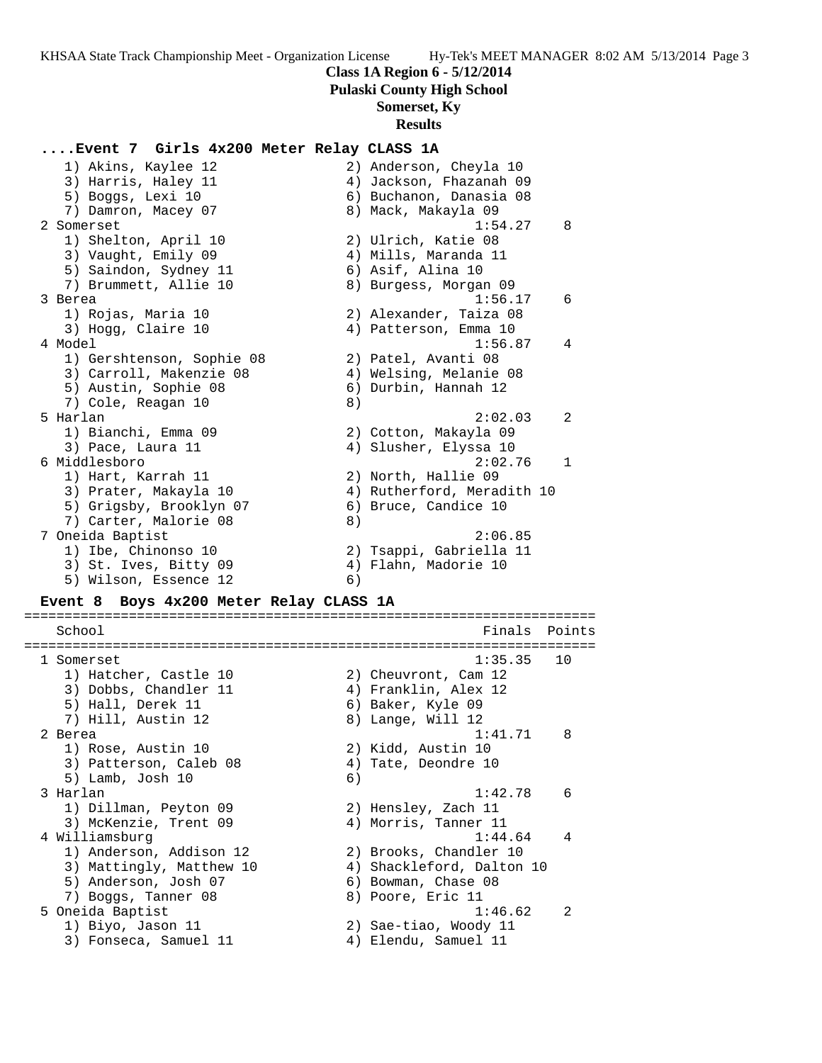**Class 1A Region 6 - 5/12/2014**
**Pulaski County High School**
**Somerset, Ky**
**Results**

### ....Event 7 Girls 4x200 Meter Relay CLASS 1A

```
   1) Akins, Kaylee 12                2) Anderson, Cheyla 10
   3) Harris, Haley 11                4) Jackson, Fhazanah 09
   5) Boggs, Lexi 10                  6) Buchanon, Danasia 08
   7) Damron, Macey 07                8) Mack, Makayla 09
 2 Somerset                                        1:54.27    8
   1) Shelton, April 10               2) Ulrich, Katie 08
   3) Vaught, Emily 09                4) Mills, Maranda 11
   5) Saindon, Sydney 11              6) Asif, Alina 10
   7) Brummett, Allie 10              8) Burgess, Morgan 09
 3 Berea                                           1:56.17    6
   1) Rojas, Maria 10                 2) Alexander, Taiza 08
   3) Hogg, Claire 10                 4) Patterson, Emma 10
 4 Model                                           1:56.87    4
   1) Gershtenson, Sophie 08          2) Patel, Avanti 08
   3) Carroll, Makenzie 08            4) Welsing, Melanie 08
   5) Austin, Sophie 08               6) Durbin, Hannah 12
   7) Cole, Reagan 10                 8)
 5 Harlan                                          2:02.03    2
   1) Bianchi, Emma 09                2) Cotton, Makayla 09
   3) Pace, Laura 11                  4) Slusher, Elyssa 10
 6 Middlesboro                                     2:02.76    1
   1) Hart, Karrah 11                 2) North, Hallie 09
   3) Prater, Makayla 10              4) Rutherford, Meradith 10
   5) Grigsby, Brooklyn 07            6) Bruce, Candice 10
   7) Carter, Malorie 08              8)
 7 Oneida Baptist                                  2:06.85
   1) Ibe, Chinonso 10                2) Tsappi, Gabriella 11
   3) St. Ives, Bitty 09              4) Flahn, Madorie 10
   5) Wilson, Essence 12              6)
```

### Event 8 Boys 4x200 Meter Relay CLASS 1A

```
===================================================================
    School                                         Finals  Points
===================================================================
 1 Somerset                                        1:35.35   10
   1) Hatcher, Castle 10              2) Cheuvront, Cam 12
   3) Dobbs, Chandler 11              4) Franklin, Alex 12
   5) Hall, Derek 11                  6) Baker, Kyle 09
   7) Hill, Austin 12                 8) Lange, Will 12
 2 Berea                                           1:41.71    8
   1) Rose, Austin 10                 2) Kidd, Austin 10
   3) Patterson, Caleb 08             4) Tate, Deondre 10
   5) Lamb, Josh 10                   6)
 3 Harlan                                          1:42.78    6
   1) Dillman, Peyton 09              2) Hensley, Zach 11
   3) McKenzie, Trent 09              4) Morris, Tanner 11
 4 Williamsburg                                    1:44.64    4
   1) Anderson, Addison 12            2) Brooks, Chandler 10
   3) Mattingly, Matthew 10           4) Shackleford, Dalton 10
   5) Anderson, Josh 07               6) Bowman, Chase 08
   7) Boggs, Tanner 08                8) Poore, Eric 11
 5 Oneida Baptist                                  1:46.62    2
   1) Biyo, Jason 11                  2) Sae-tiao, Woody 11
   3) Fonseca, Samuel 11              4) Elendu, Samuel 11
```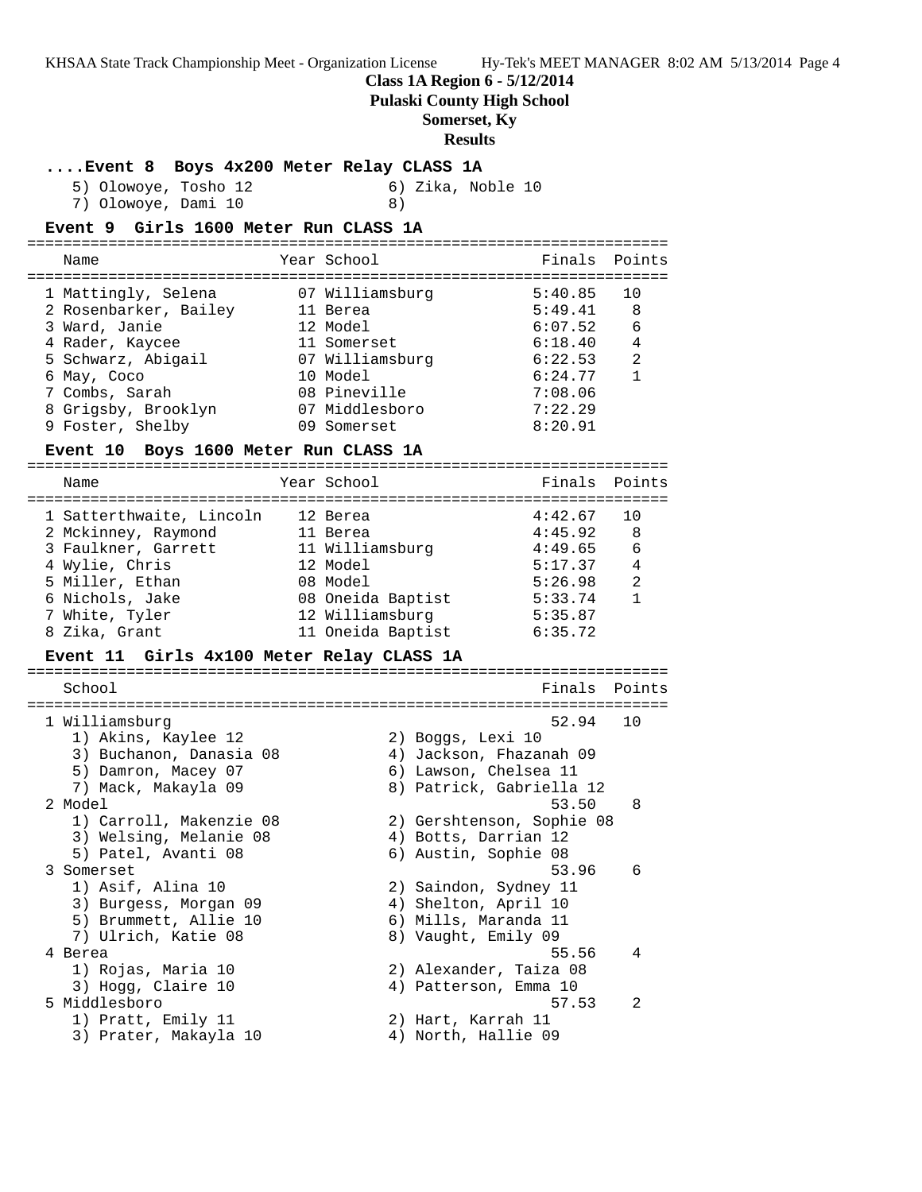**Class 1A Region 6 - 5/12/2014**
**Pulaski County High School**
**Somerset, Ky**
**Results**

### ....Event 8 Boys 4x200 Meter Relay CLASS 1A

5) Olowoye, Tosho 12
6) Zika, Noble 10
7) Olowoye, Dami 10
8)

### Event 9 Girls 1600 Meter Run CLASS 1A

| Name | Year | School | Finals | Points |
|---|---|---|---|---|
| 1 Mattingly, Selena | 07 | Williamsburg | 5:40.85 | 10 |
| 2 Rosenbarker, Bailey | 11 | Berea | 5:49.41 | 8 |
| 3 Ward, Janie | 12 | Model | 6:07.52 | 6 |
| 4 Rader, Kaycee | 11 | Somerset | 6:18.40 | 4 |
| 5 Schwarz, Abigail | 07 | Williamsburg | 6:22.53 | 2 |
| 6 May, Coco | 10 | Model | 6:24.77 | 1 |
| 7 Combs, Sarah | 08 | Pineville | 7:08.06 | |
| 8 Grigsby, Brooklyn | 07 | Middlesboro | 7:22.29 | |
| 9 Foster, Shelby | 09 | Somerset | 8:20.91 | |

### Event 10 Boys 1600 Meter Run CLASS 1A

| Name | Year | School | Finals | Points |
|---|---|---|---|---|
| 1 Satterthwaite, Lincoln | 12 | Berea | 4:42.67 | 10 |
| 2 Mckinney, Raymond | 11 | Berea | 4:45.92 | 8 |
| 3 Faulkner, Garrett | 11 | Williamsburg | 4:49.65 | 6 |
| 4 Wylie, Chris | 12 | Model | 5:17.37 | 4 |
| 5 Miller, Ethan | 08 | Model | 5:26.98 | 2 |
| 6 Nichols, Jake | 08 | Oneida Baptist | 5:33.74 | 1 |
| 7 White, Tyler | 12 | Williamsburg | 5:35.87 | |
| 8 Zika, Grant | 11 | Oneida Baptist | 6:35.72 | |

### Event 11 Girls 4x100 Meter Relay CLASS 1A

| School | Finals | Points |
|---|---|---|
| 1 Williamsburg | 52.94 | 10 |
| 1) Akins, Kaylee 12; 2) Boggs, Lexi 10; 3) Buchanon, Danasia 08; 4) Jackson, Fhazanah 09; 5) Damron, Macey 07; 6) Lawson, Chelsea 11; 7) Mack, Makayla 09; 8) Patrick, Gabriella 12 | | |
| 2 Model | 53.50 | 8 |
| 1) Carroll, Makenzie 08; 2) Gershtenson, Sophie 08; 3) Welsing, Melanie 08; 4) Botts, Darrian 12; 5) Patel, Avanti 08; 6) Austin, Sophie 08 | | |
| 3 Somerset | 53.96 | 6 |
| 1) Asif, Alina 10; 2) Saindon, Sydney 11; 3) Burgess, Morgan 09; 4) Shelton, April 10; 5) Brummett, Allie 10; 6) Mills, Maranda 11; 7) Ulrich, Katie 08; 8) Vaught, Emily 09 | | |
| 4 Berea | 55.56 | 4 |
| 1) Rojas, Maria 10; 2) Alexander, Taiza 08; 3) Hogg, Claire 10; 4) Patterson, Emma 10 | | |
| 5 Middlesboro | 57.53 | 2 |
| 1) Pratt, Emily 11; 2) Hart, Karrah 11; 3) Prater, Makayla 10; 4) North, Hallie 09 | | |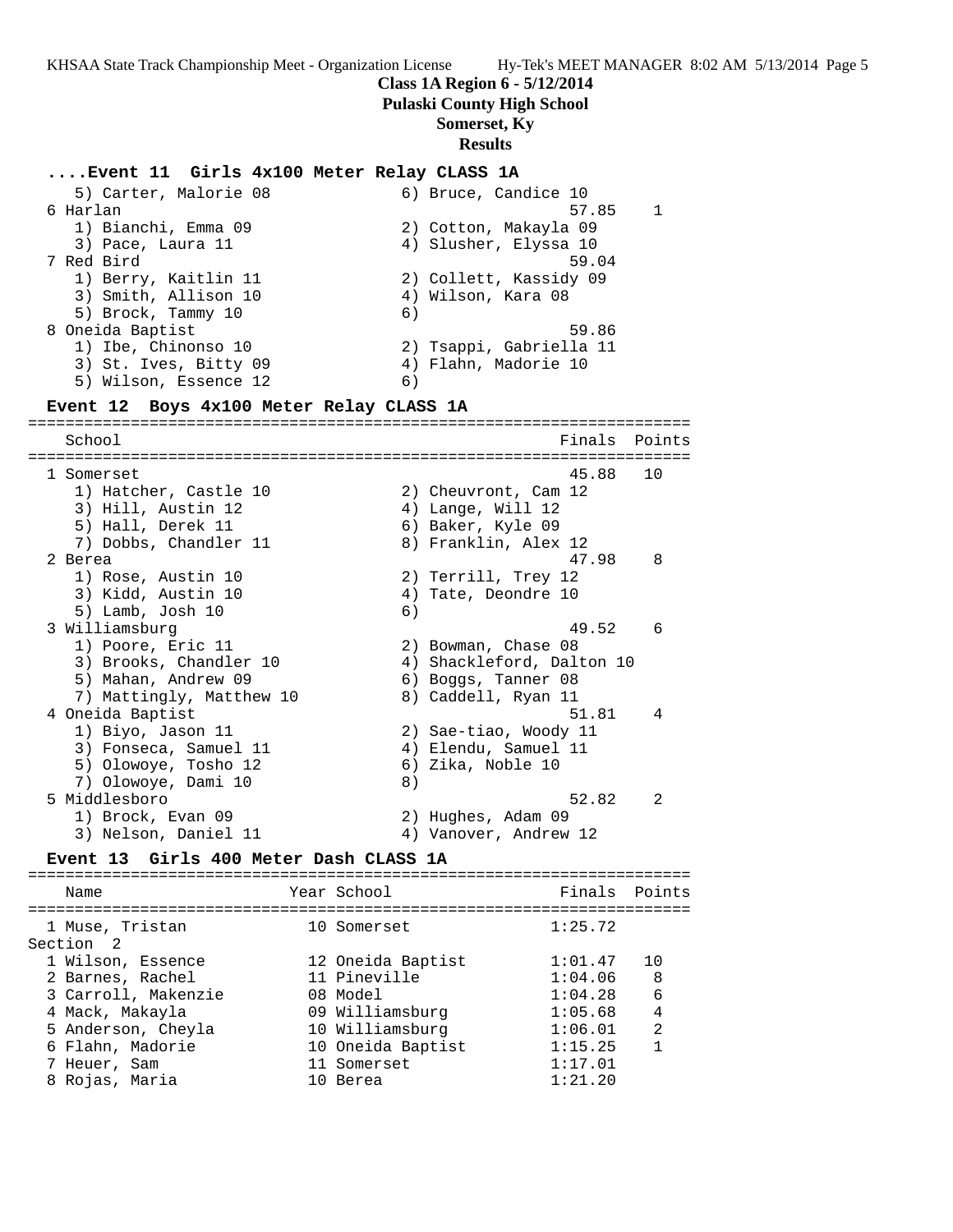**Class 1A Region 6 - 5/12/2014**
**Pulaski County High School**
**Somerset, Ky**
**Results**

### ....Event 11 Girls 4x100 Meter Relay CLASS 1A

```
    5) Carter, Malorie 08              6) Bruce, Candice 10
  6 Harlan                                            57.85    1
    1) Bianchi, Emma 09                2) Cotton, Makayla 09
    3) Pace, Laura 11                  4) Slusher, Elyssa 10
  7 Red Bird                                          59.04
    1) Berry, Kaitlin 11               2) Collett, Kassidy 09
    3) Smith, Allison 10               4) Wilson, Kara 08
    5) Brock, Tammy 10                 6)
  8 Oneida Baptist                                    59.86
    1) Ibe, Chinonso 10                2) Tsappi, Gabriella 11
    3) St. Ives, Bitty 09              4) Flahn, Madorie 10
    5) Wilson, Essence 12              6)
```

### Event 12 Boys 4x100 Meter Relay CLASS 1A

```
=======================================================================
    School                                            Finals  Points
=======================================================================
  1 Somerset                                          45.88   10
    1) Hatcher, Castle 10              2) Cheuvront, Cam 12
    3) Hill, Austin 12                 4) Lange, Will 12
    5) Hall, Derek 11                  6) Baker, Kyle 09
    7) Dobbs, Chandler 11              8) Franklin, Alex 12
  2 Berea                                             47.98    8
    1) Rose, Austin 10                 2) Terrill, Trey 12
    3) Kidd, Austin 10                 4) Tate, Deondre 10
    5) Lamb, Josh 10                   6)
  3 Williamsburg                                      49.52    6
    1) Poore, Eric 11                  2) Bowman, Chase 08
    3) Brooks, Chandler 10             4) Shackleford, Dalton 10
    5) Mahan, Andrew 09                6) Boggs, Tanner 08
    7) Mattingly, Matthew 10           8) Caddell, Ryan 11
  4 Oneida Baptist                                    51.81    4
    1) Biyo, Jason 11                  2) Sae-tiao, Woody 11
    3) Fonseca, Samuel 11              4) Elendu, Samuel 11
    5) Olowoye, Tosho 12               6) Zika, Noble 10
    7) Olowoye, Dami 10                8)
  5 Middlesboro                                       52.82    2
    1) Brock, Evan 09                  2) Hughes, Adam 09
    3) Nelson, Daniel 11               4) Vanover, Andrew 12
```

### Event 13 Girls 400 Meter Dash CLASS 1A

```
=======================================================================
    Name                    Year School               Finals  Points
=======================================================================
  1 Muse, Tristan           10 Somerset              1:25.72
Section  2
  1 Wilson, Essence         12 Oneida Baptist        1:01.47   10
  2 Barnes, Rachel          11 Pineville             1:04.06    8
  3 Carroll, Makenzie       08 Model                 1:04.28    6
  4 Mack, Makayla           09 Williamsburg          1:05.68    4
  5 Anderson, Cheyla        10 Williamsburg          1:06.01    2
  6 Flahn, Madorie          10 Oneida Baptist        1:15.25    1
  7 Heuer, Sam              11 Somerset              1:17.01
  8 Rojas, Maria            10 Berea                 1:21.20
```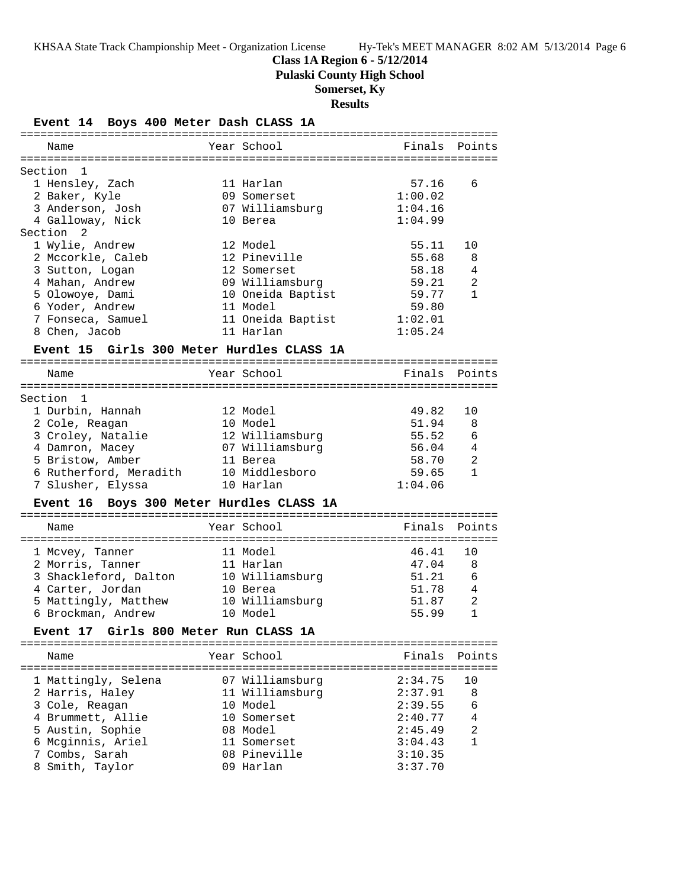# Class 1A Region 6 - 5/12/2014

## Pulaski County High School

## Somerset, Ky

## Results

### Event 14 Boys 400 Meter Dash CLASS 1A

**Section 1**

| | Name | Year | School | Finals | Points |
|---|---|---|---|---|---|
| 1 | Hensley, Zach | 11 | Harlan | 57.16 | 6 |
| 2 | Baker, Kyle | 09 | Somerset | 1:00.02 | |
| 3 | Anderson, Josh | 07 | Williamsburg | 1:04.16 | |
| 4 | Galloway, Nick | 10 | Berea | 1:04.99 | |

**Section 2**

| | Name | Year | School | Finals | Points |
|---|---|---|---|---|---|
| 1 | Wylie, Andrew | 12 | Model | 55.11 | 10 |
| 2 | Mccorkle, Caleb | 12 | Pineville | 55.68 | 8 |
| 3 | Sutton, Logan | 12 | Somerset | 58.18 | 4 |
| 4 | Mahan, Andrew | 09 | Williamsburg | 59.21 | 2 |
| 5 | Olowoye, Dami | 10 | Oneida Baptist | 59.77 | 1 |
| 6 | Yoder, Andrew | 11 | Model | 59.80 | |
| 7 | Fonseca, Samuel | 11 | Oneida Baptist | 1:02.01 | |
| 8 | Chen, Jacob | 11 | Harlan | 1:05.24 | |

### Event 15 Girls 300 Meter Hurdles CLASS 1A

**Section 1**

| | Name | Year | School | Finals | Points |
|---|---|---|---|---|---|
| 1 | Durbin, Hannah | 12 | Model | 49.82 | 10 |
| 2 | Cole, Reagan | 10 | Model | 51.94 | 8 |
| 3 | Croley, Natalie | 12 | Williamsburg | 55.52 | 6 |
| 4 | Damron, Macey | 07 | Williamsburg | 56.04 | 4 |
| 5 | Bristow, Amber | 11 | Berea | 58.70 | 2 |
| 6 | Rutherford, Meradith | 10 | Middlesboro | 59.65 | 1 |
| 7 | Slusher, Elyssa | 10 | Harlan | 1:04.06 | |

### Event 16 Boys 300 Meter Hurdles CLASS 1A

| | Name | Year | School | Finals | Points |
|---|---|---|---|---|---|
| 1 | Mcvey, Tanner | 11 | Model | 46.41 | 10 |
| 2 | Morris, Tanner | 11 | Harlan | 47.04 | 8 |
| 3 | Shackleford, Dalton | 10 | Williamsburg | 51.21 | 6 |
| 4 | Carter, Jordan | 10 | Berea | 51.78 | 4 |
| 5 | Mattingly, Matthew | 10 | Williamsburg | 51.87 | 2 |
| 6 | Brockman, Andrew | 10 | Model | 55.99 | 1 |

### Event 17 Girls 800 Meter Run CLASS 1A

| | Name | Year | School | Finals | Points |
|---|---|---|---|---|---|
| 1 | Mattingly, Selena | 07 | Williamsburg | 2:34.75 | 10 |
| 2 | Harris, Haley | 11 | Williamsburg | 2:37.91 | 8 |
| 3 | Cole, Reagan | 10 | Model | 2:39.55 | 6 |
| 4 | Brummett, Allie | 10 | Somerset | 2:40.77 | 4 |
| 5 | Austin, Sophie | 08 | Model | 2:45.49 | 2 |
| 6 | Mcginnis, Ariel | 11 | Somerset | 3:04.43 | 1 |
| 7 | Combs, Sarah | 08 | Pineville | 3:10.35 | |
| 8 | Smith, Taylor | 09 | Harlan | 3:37.70 | |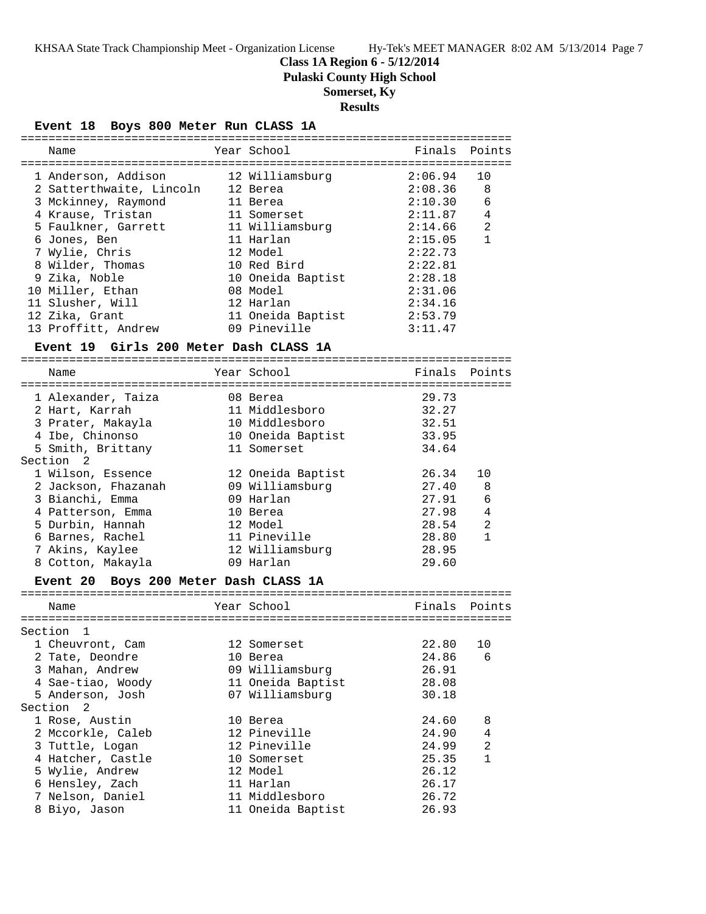**Class 1A Region 6 - 5/12/2014**
**Pulaski County High School**
**Somerset, Ky**
**Results**

### Event 18 Boys 800 Meter Run CLASS 1A

| | Name | Year | School | Finals | Points |
|---|---|---|---|---|---|
| 1 | Anderson, Addison | 12 | Williamsburg | 2:06.94 | 10 |
| 2 | Satterthwaite, Lincoln | 12 | Berea | 2:08.36 | 8 |
| 3 | Mckinney, Raymond | 11 | Berea | 2:10.30 | 6 |
| 4 | Krause, Tristan | 11 | Somerset | 2:11.87 | 4 |
| 5 | Faulkner, Garrett | 11 | Williamsburg | 2:14.66 | 2 |
| 6 | Jones, Ben | 11 | Harlan | 2:15.05 | 1 |
| 7 | Wylie, Chris | 12 | Model | 2:22.73 | |
| 8 | Wilder, Thomas | 10 | Red Bird | 2:22.81 | |
| 9 | Zika, Noble | 10 | Oneida Baptist | 2:28.18 | |
| 10 | Miller, Ethan | 08 | Model | 2:31.06 | |
| 11 | Slusher, Will | 12 | Harlan | 2:34.16 | |
| 12 | Zika, Grant | 11 | Oneida Baptist | 2:53.79 | |
| 13 | Proffitt, Andrew | 09 | Pineville | 3:11.47 | |

### Event 19 Girls 200 Meter Dash CLASS 1A

| | Name | Year | School | Finals | Points |
|---|---|---|---|---|---|
| 1 | Alexander, Taiza | 08 | Berea | 29.73 | |
| 2 | Hart, Karrah | 11 | Middlesboro | 32.27 | |
| 3 | Prater, Makayla | 10 | Middlesboro | 32.51 | |
| 4 | Ibe, Chinonso | 10 | Oneida Baptist | 33.95 | |
| 5 | Smith, Brittany | 11 | Somerset | 34.64 | |
| **Section 2** | | | | | |
| 1 | Wilson, Essence | 12 | Oneida Baptist | 26.34 | 10 |
| 2 | Jackson, Fhazanah | 09 | Williamsburg | 27.40 | 8 |
| 3 | Bianchi, Emma | 09 | Harlan | 27.91 | 6 |
| 4 | Patterson, Emma | 10 | Berea | 27.98 | 4 |
| 5 | Durbin, Hannah | 12 | Model | 28.54 | 2 |
| 6 | Barnes, Rachel | 11 | Pineville | 28.80 | 1 |
| 7 | Akins, Kaylee | 12 | Williamsburg | 28.95 | |
| 8 | Cotton, Makayla | 09 | Harlan | 29.60 | |

### Event 20 Boys 200 Meter Dash CLASS 1A

| | Name | Year | School | Finals | Points |
|---|---|---|---|---|---|
| **Section 1** | | | | | |
| 1 | Cheuvront, Cam | 12 | Somerset | 22.80 | 10 |
| 2 | Tate, Deondre | 10 | Berea | 24.86 | 6 |
| 3 | Mahan, Andrew | 09 | Williamsburg | 26.91 | |
| 4 | Sae-tiao, Woody | 11 | Oneida Baptist | 28.08 | |
| 5 | Anderson, Josh | 07 | Williamsburg | 30.18 | |
| **Section 2** | | | | | |
| 1 | Rose, Austin | 10 | Berea | 24.60 | 8 |
| 2 | Mccorkle, Caleb | 12 | Pineville | 24.90 | 4 |
| 3 | Tuttle, Logan | 12 | Pineville | 24.99 | 2 |
| 4 | Hatcher, Castle | 10 | Somerset | 25.35 | 1 |
| 5 | Wylie, Andrew | 12 | Model | 26.12 | |
| 6 | Hensley, Zach | 11 | Harlan | 26.17 | |
| 7 | Nelson, Daniel | 11 | Middlesboro | 26.72 | |
| 8 | Biyo, Jason | 11 | Oneida Baptist | 26.93 | |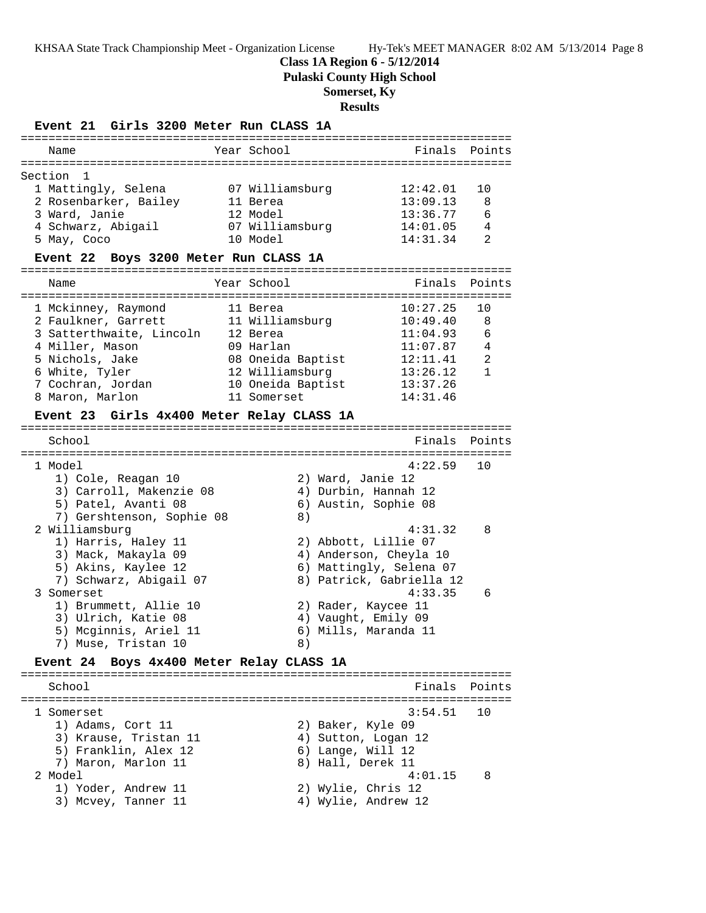**Class 1A Region 6 - 5/12/2014**
**Pulaski County High School**
**Somerset, Ky**
**Results**

### Event 21 Girls 3200 Meter Run CLASS 1A

Section 1

| Place | Name | Year | School | Finals | Points |
|---|---|---|---|---|---|
| 1 | Mattingly, Selena | 07 | Williamsburg | 12:42.01 | 10 |
| 2 | Rosenbarker, Bailey | 11 | Berea | 13:09.13 | 8 |
| 3 | Ward, Janie | 12 | Model | 13:36.77 | 6 |
| 4 | Schwarz, Abigail | 07 | Williamsburg | 14:01.05 | 4 |
| 5 | May, Coco | 10 | Model | 14:31.34 | 2 |

### Event 22 Boys 3200 Meter Run CLASS 1A

| Place | Name | Year | School | Finals | Points |
|---|---|---|---|---|---|
| 1 | Mckinney, Raymond | 11 | Berea | 10:27.25 | 10 |
| 2 | Faulkner, Garrett | 11 | Williamsburg | 10:49.40 | 8 |
| 3 | Satterthwaite, Lincoln | 12 | Berea | 11:04.93 | 6 |
| 4 | Miller, Mason | 09 | Harlan | 11:07.87 | 4 |
| 5 | Nichols, Jake | 08 | Oneida Baptist | 12:11.41 | 2 |
| 6 | White, Tyler | 12 | Williamsburg | 13:26.12 | 1 |
| 7 | Cochran, Jordan | 10 | Oneida Baptist | 13:37.26 | |
| 8 | Maron, Marlon | 11 | Somerset | 14:31.46 | |

### Event 23 Girls 4x400 Meter Relay CLASS 1A

| Place | School | Finals | Points |
|---|---|---|---|
| 1 | Model | 4:22.59 | 10 |
| 2 | Williamsburg | 4:31.32 | 8 |
| 3 | Somerset | 4:33.35 | 6 |

1 Model
1) Cole, Reagan 10  2) Ward, Janie 12
3) Carroll, Makenzie 08  4) Durbin, Hannah 12
5) Patel, Avanti 08  6) Austin, Sophie 08
7) Gershtenson, Sophie 08  8)

2 Williamsburg
1) Harris, Haley 11  2) Abbott, Lillie 07
3) Mack, Makayla 09  4) Anderson, Cheyla 10
5) Akins, Kaylee 12  6) Mattingly, Selena 07
7) Schwarz, Abigail 07  8) Patrick, Gabriella 12

3 Somerset
1) Brummett, Allie 10  2) Rader, Kaycee 11
3) Ulrich, Katie 08  4) Vaught, Emily 09
5) Mcginnis, Ariel 11  6) Mills, Maranda 11
7) Muse, Tristan 10  8)

### Event 24 Boys 4x400 Meter Relay CLASS 1A

| Place | School | Finals | Points |
|---|---|---|---|
| 1 | Somerset | 3:54.51 | 10 |
| 2 | Model | 4:01.15 | 8 |

1 Somerset
1) Adams, Cort 11  2) Baker, Kyle 09
3) Krause, Tristan 11  4) Sutton, Logan 12
5) Franklin, Alex 12  6) Lange, Will 12
7) Maron, Marlon 11  8) Hall, Derek 11

2 Model
1) Yoder, Andrew 11  2) Wylie, Chris 12
3) Mcvey, Tanner 11  4) Wylie, Andrew 12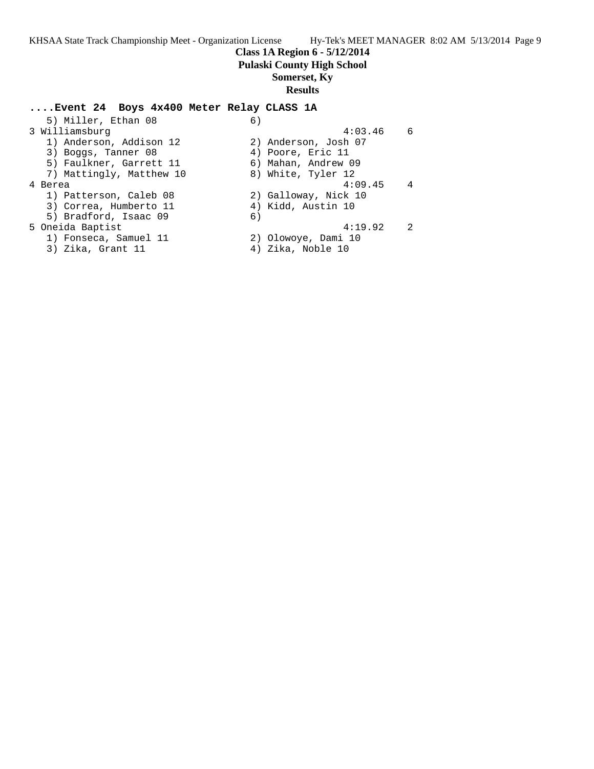**Class 1A Region 6 - 5/12/2014**
**Pulaski County High School**
**Somerset, Ky**
**Results**

### ....Event 24 Boys 4x400 Meter Relay CLASS 1A

```
   5) Miller, Ethan 08               6)
3 Williamsburg                                     4:03.46    6
   1) Anderson, Addison 12           2) Anderson, Josh 07
   3) Boggs, Tanner 08               4) Poore, Eric 11
   5) Faulkner, Garrett 11           6) Mahan, Andrew 09
   7) Mattingly, Matthew 10          8) White, Tyler 12
4 Berea                                            4:09.45    4
   1) Patterson, Caleb 08            2) Galloway, Nick 10
   3) Correa, Humberto 11            4) Kidd, Austin 10
   5) Bradford, Isaac 09             6)
5 Oneida Baptist                                   4:19.92    2
   1) Fonseca, Samuel 11             2) Olowoye, Dami 10
   3) Zika, Grant 11                 4) Zika, Noble 10
```